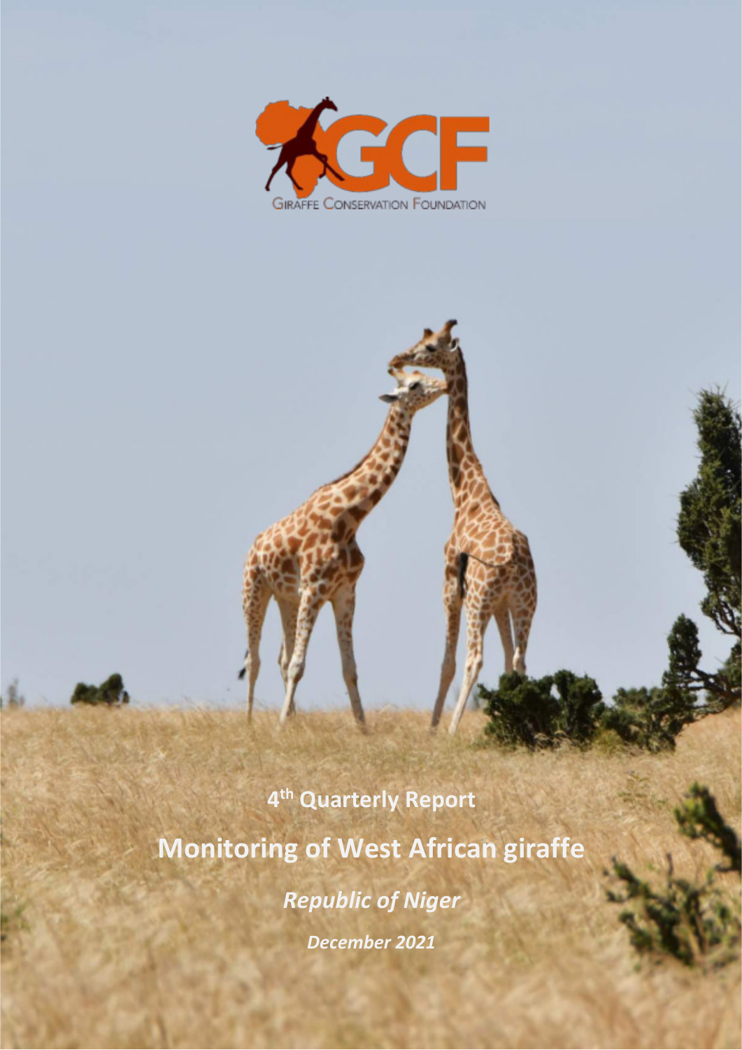GIRAFFE CONSERVATION FOUNDATION

4th Quarterly Report

# Monitoring of West African giraffe

*Republic of Niger*

***December 2021***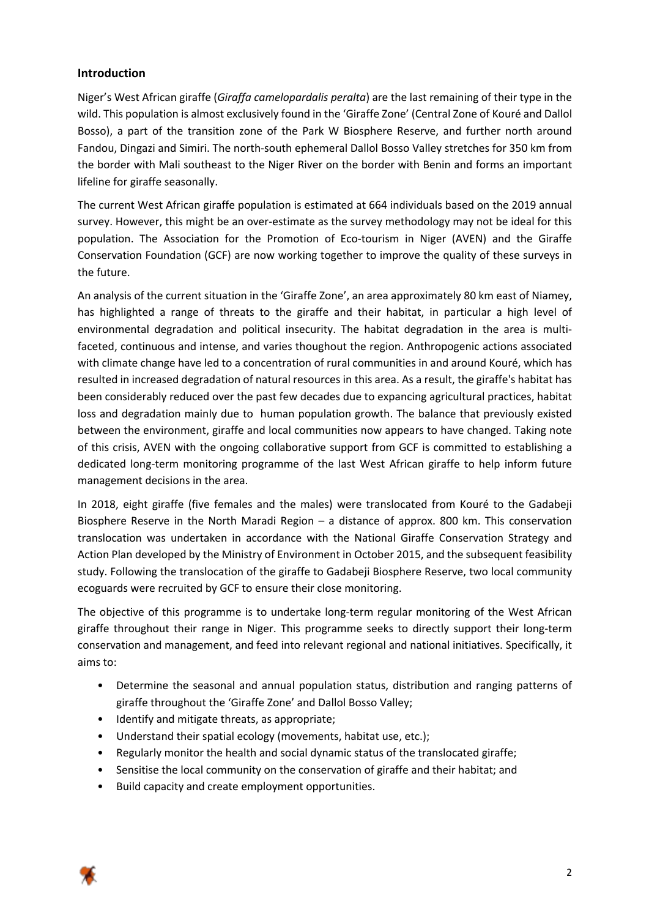## Introduction

Niger's West African giraffe (*Giraffa camelopardalis peralta*) are the last remaining of their type in the wild. This population is almost exclusively found in the 'Giraffe Zone' (Central Zone of Kouré and Dallol Bosso), a part of the transition zone of the Park W Biosphere Reserve, and further north around Fandou, Dingazi and Simiri. The north-south ephemeral Dallol Bosso Valley stretches for 350 km from the border with Mali southeast to the Niger River on the border with Benin and forms an important lifeline for giraffe seasonally.

The current West African giraffe population is estimated at 664 individuals based on the 2019 annual survey. However, this might be an over-estimate as the survey methodology may not be ideal for this population. The Association for the Promotion of Eco-tourism in Niger (AVEN) and the Giraffe Conservation Foundation (GCF) are now working together to improve the quality of these surveys in the future.

An analysis of the current situation in the 'Giraffe Zone', an area approximately 80 km east of Niamey, has highlighted a range of threats to the giraffe and their habitat, in particular a high level of environmental degradation and political insecurity. The habitat degradation in the area is multi-faceted, continuous and intense, and varies thoughout the region. Anthropogenic actions associated with climate change have led to a concentration of rural communities in and around Kouré, which has resulted in increased degradation of natural resources in this area. As a result, the giraffe's habitat has been considerably reduced over the past few decades due to expancing agricultural practices, habitat loss and degradation mainly due to human population growth. The balance that previously existed between the environment, giraffe and local communities now appears to have changed. Taking note of this crisis, AVEN with the ongoing collaborative support from GCF is committed to establishing a dedicated long-term monitoring programme of the last West African giraffe to help inform future management decisions in the area.

In 2018, eight giraffe (five females and the males) were translocated from Kouré to the Gadabeji Biosphere Reserve in the North Maradi Region – a distance of approx. 800 km. This conservation translocation was undertaken in accordance with the National Giraffe Conservation Strategy and Action Plan developed by the Ministry of Environment in October 2015, and the subsequent feasibility study. Following the translocation of the giraffe to Gadabeji Biosphere Reserve, two local community ecoguards were recruited by GCF to ensure their close monitoring.

The objective of this programme is to undertake long-term regular monitoring of the West African giraffe throughout their range in Niger. This programme seeks to directly support their long-term conservation and management, and feed into relevant regional and national initiatives. Specifically, it aims to:

- Determine the seasonal and annual population status, distribution and ranging patterns of giraffe throughout the 'Giraffe Zone' and Dallol Bosso Valley;
- Identify and mitigate threats, as appropriate;
- Understand their spatial ecology (movements, habitat use, etc.);
- Regularly monitor the health and social dynamic status of the translocated giraffe;
- Sensitise the local community on the conservation of giraffe and their habitat; and
- Build capacity and create employment opportunities.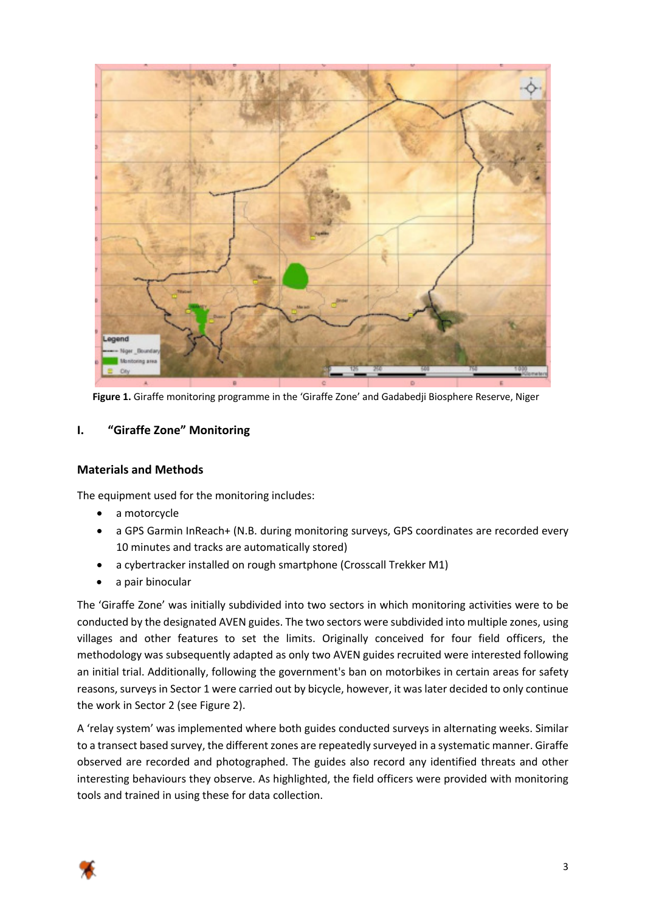**Figure 1.** Giraffe monitoring programme in the 'Giraffe Zone' and Gadabedji Biosphere Reserve, Niger

## I. "Giraffe Zone" Monitoring

### Materials and Methods

The equipment used for the monitoring includes:

- a motorcycle
- a GPS Garmin InReach+ (N.B. during monitoring surveys, GPS coordinates are recorded every 10 minutes and tracks are automatically stored)
- a cybertracker installed on rough smartphone (Crosscall Trekker M1)
- a pair binocular

The 'Giraffe Zone' was initially subdivided into two sectors in which monitoring activities were to be conducted by the designated AVEN guides. The two sectors were subdivided into multiple zones, using villages and other features to set the limits. Originally conceived for four field officers, the methodology was subsequently adapted as only two AVEN guides recruited were interested following an initial trial. Additionally, following the government's ban on motorbikes in certain areas for safety reasons, surveys in Sector 1 were carried out by bicycle, however, it was later decided to only continue the work in Sector 2 (see Figure 2).

A 'relay system' was implemented where both guides conducted surveys in alternating weeks. Similar to a transect based survey, the different zones are repeatedly surveyed in a systematic manner. Giraffe observed are recorded and photographed. The guides also record any identified threats and other interesting behaviours they observe. As highlighted, the field officers were provided with monitoring tools and trained in using these for data collection.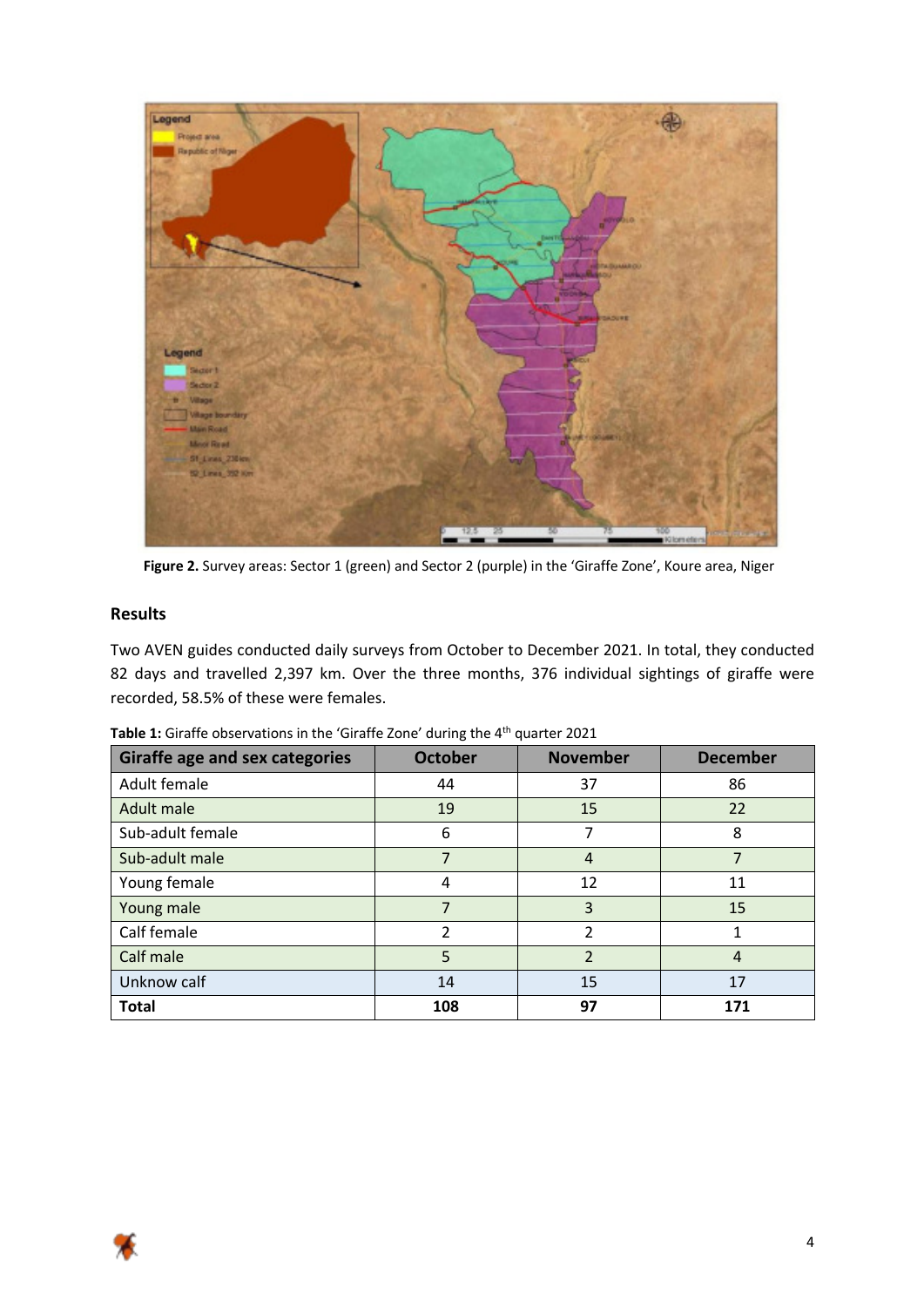Figure 2. Survey areas: Sector 1 (green) and Sector 2 (purple) in the 'Giraffe Zone', Koure area, Niger

## Results

Two AVEN guides conducted daily surveys from October to December 2021. In total, they conducted 82 days and travelled 2,397 km. Over the three months, 376 individual sightings of giraffe were recorded, 58.5% of these were females.

**Table 1:** Giraffe observations in the 'Giraffe Zone' during the 4th quarter 2021

| Giraffe age and sex categories | October | November | December |
|---|---|---|---|
| Adult female | 44 | 37 | 86 |
| Adult male | 19 | 15 | 22 |
| Sub-adult female | 6 | 7 | 8 |
| Sub-adult male | 7 | 4 | 7 |
| Young female | 4 | 12 | 11 |
| Young male | 7 | 3 | 15 |
| Calf female | 2 | 2 | 1 |
| Calf male | 5 | 2 | 4 |
| Unknow calf | 14 | 15 | 17 |
| **Total** | **108** | **97** | **171** |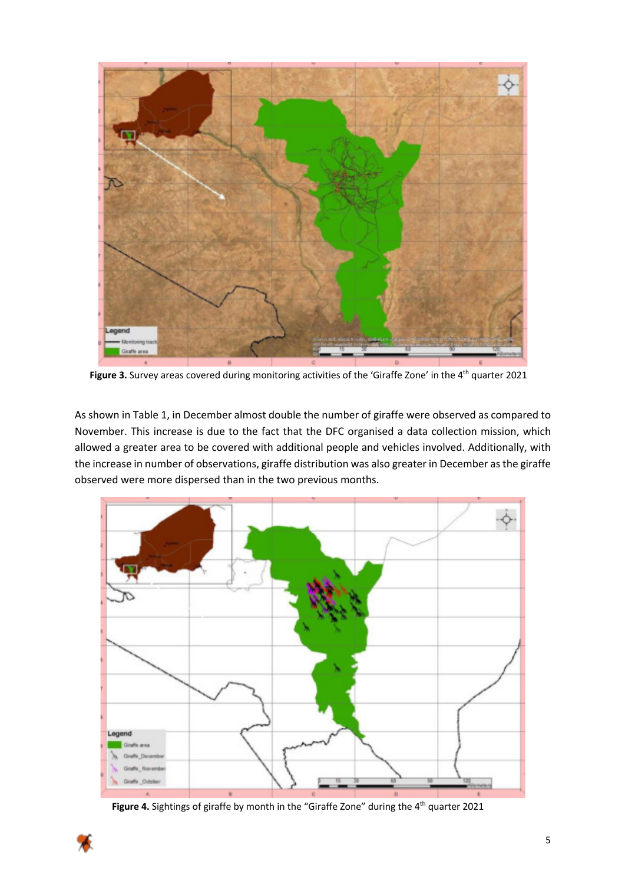**Figure 3.** Survey areas covered during monitoring activities of the 'Giraffe Zone' in the 4th quarter 2021

As shown in Table 1, in December almost double the number of giraffe were observed as compared to November. This increase is due to the fact that the DFC organised a data collection mission, which allowed a greater area to be covered with additional people and vehicles involved. Additionally, with the increase in number of observations, giraffe distribution was also greater in December as the giraffe observed were more dispersed than in the two previous months.

**Figure 4.** Sightings of giraffe by month in the "Giraffe Zone" during the 4th quarter 2021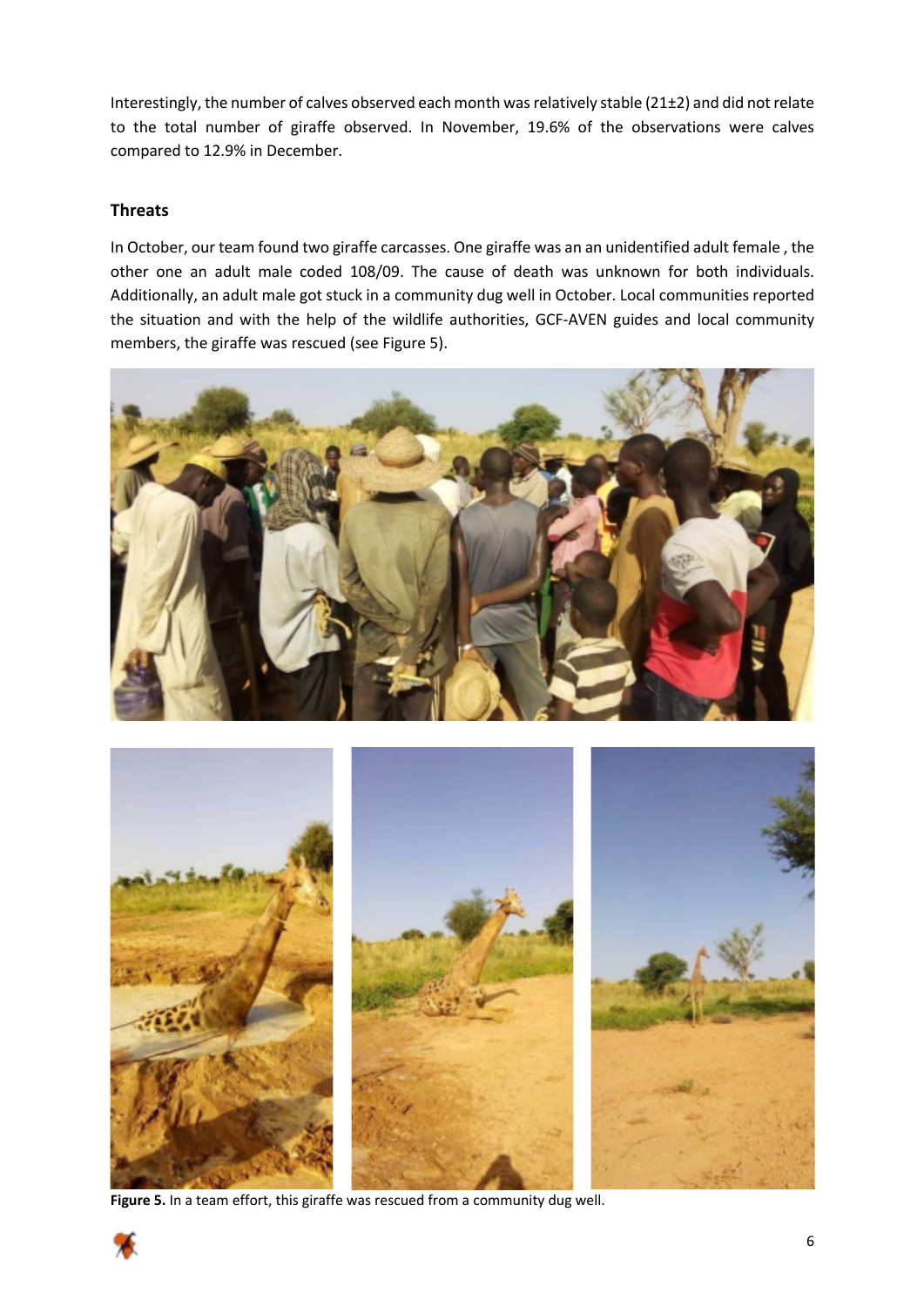Interestingly, the number of calves observed each month was relatively stable (21±2) and did not relate to the total number of giraffe observed. In November, 19.6% of the observations were calves compared to 12.9% in December.

### Threats

In October, our team found two giraffe carcasses. One giraffe was an an unidentified adult female , the other one an adult male coded 108/09. The cause of death was unknown for both individuals. Additionally, an adult male got stuck in a community dug well in October. Local communities reported the situation and with the help of the wildlife authorities, GCF-AVEN guides and local community members, the giraffe was rescued (see Figure 5).

**Figure 5.** In a team effort, this giraffe was rescued from a community dug well.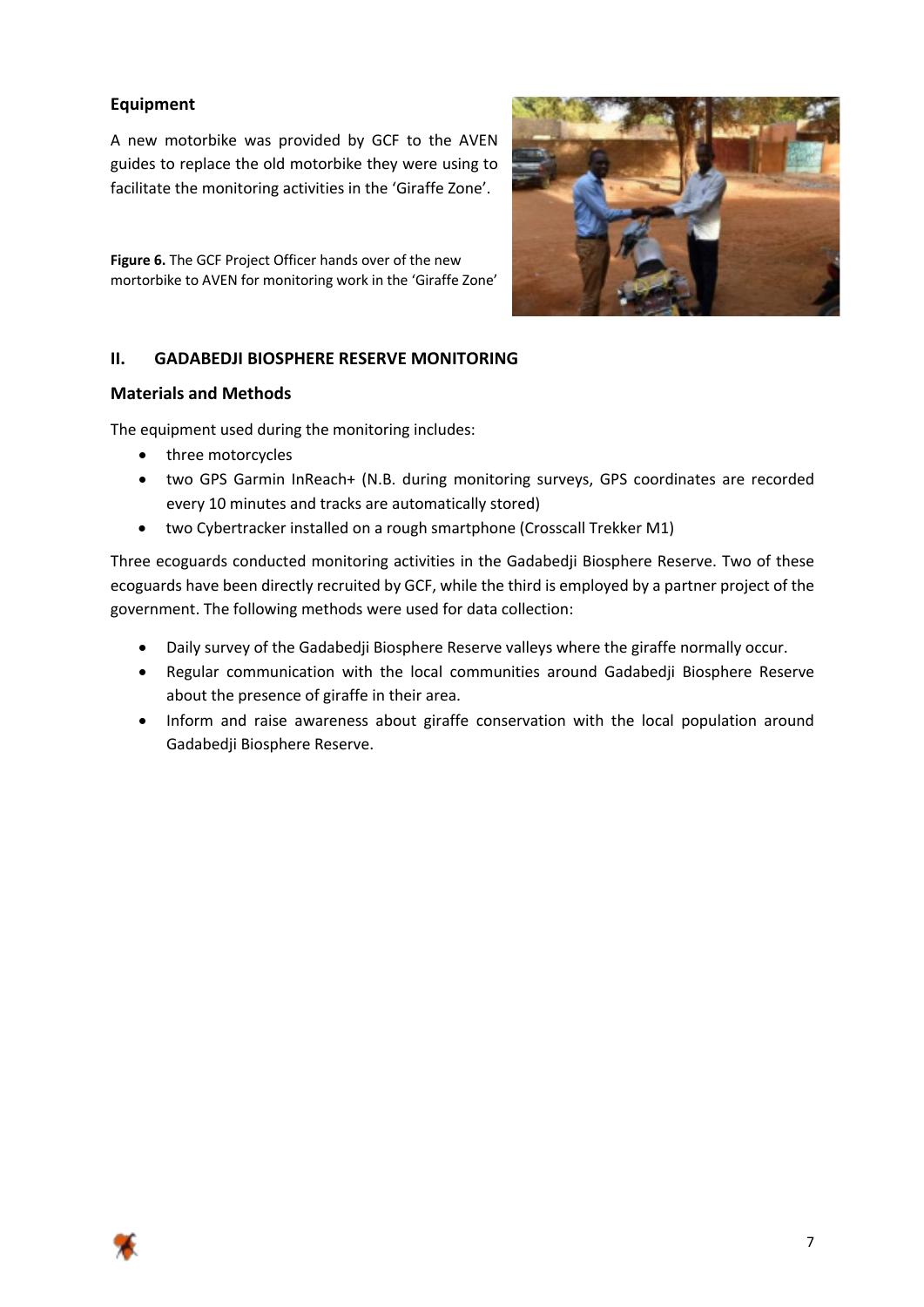### Equipment

A new motorbike was provided by GCF to the AVEN guides to replace the old motorbike they were using to facilitate the monitoring activities in the 'Giraffe Zone'.

**Figure 6.** The GCF Project Officer hands over of the new mortorbike to AVEN for monitoring work in the 'Giraffe Zone'

## II. GADABEDJI BIOSPHERE RESERVE MONITORING

### Materials and Methods

The equipment used during the monitoring includes:

- three motorcycles
- two GPS Garmin InReach+ (N.B. during monitoring surveys, GPS coordinates are recorded every 10 minutes and tracks are automatically stored)
- two Cybertracker installed on a rough smartphone (Crosscall Trekker M1)

Three ecoguards conducted monitoring activities in the Gadabedji Biosphere Reserve. Two of these ecoguards have been directly recruited by GCF, while the third is employed by a partner project of the government. The following methods were used for data collection:

- Daily survey of the Gadabedji Biosphere Reserve valleys where the giraffe normally occur.
- Regular communication with the local communities around Gadabedji Biosphere Reserve about the presence of giraffe in their area.
- Inform and raise awareness about giraffe conservation with the local population around Gadabedji Biosphere Reserve.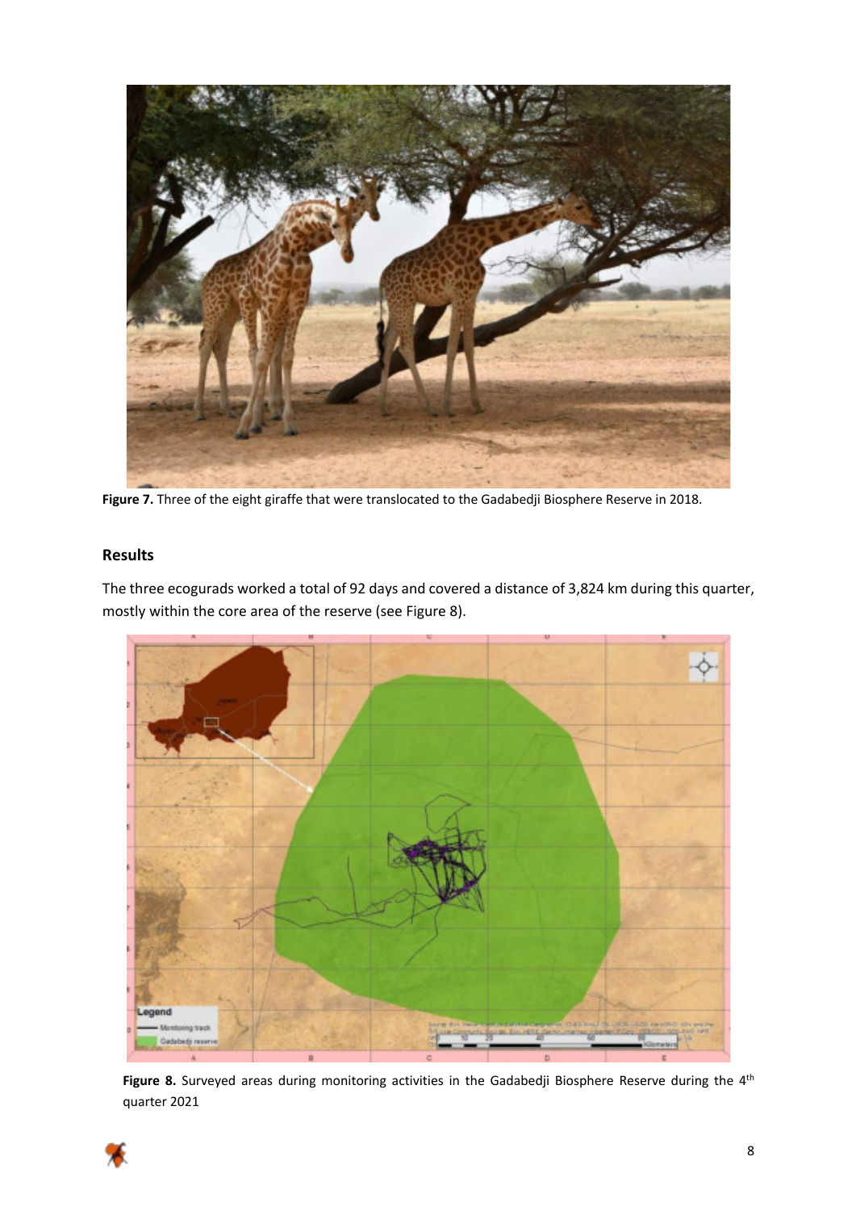**Figure 7.** Three of the eight giraffe that were translocated to the Gadabedji Biosphere Reserve in 2018.

## Results

The three ecogurads worked a total of 92 days and covered a distance of 3,824 km during this quarter, mostly within the core area of the reserve (see Figure 8).

**Figure 8.** Surveyed areas during monitoring activities in the Gadabedji Biosphere Reserve during the 4th quarter 2021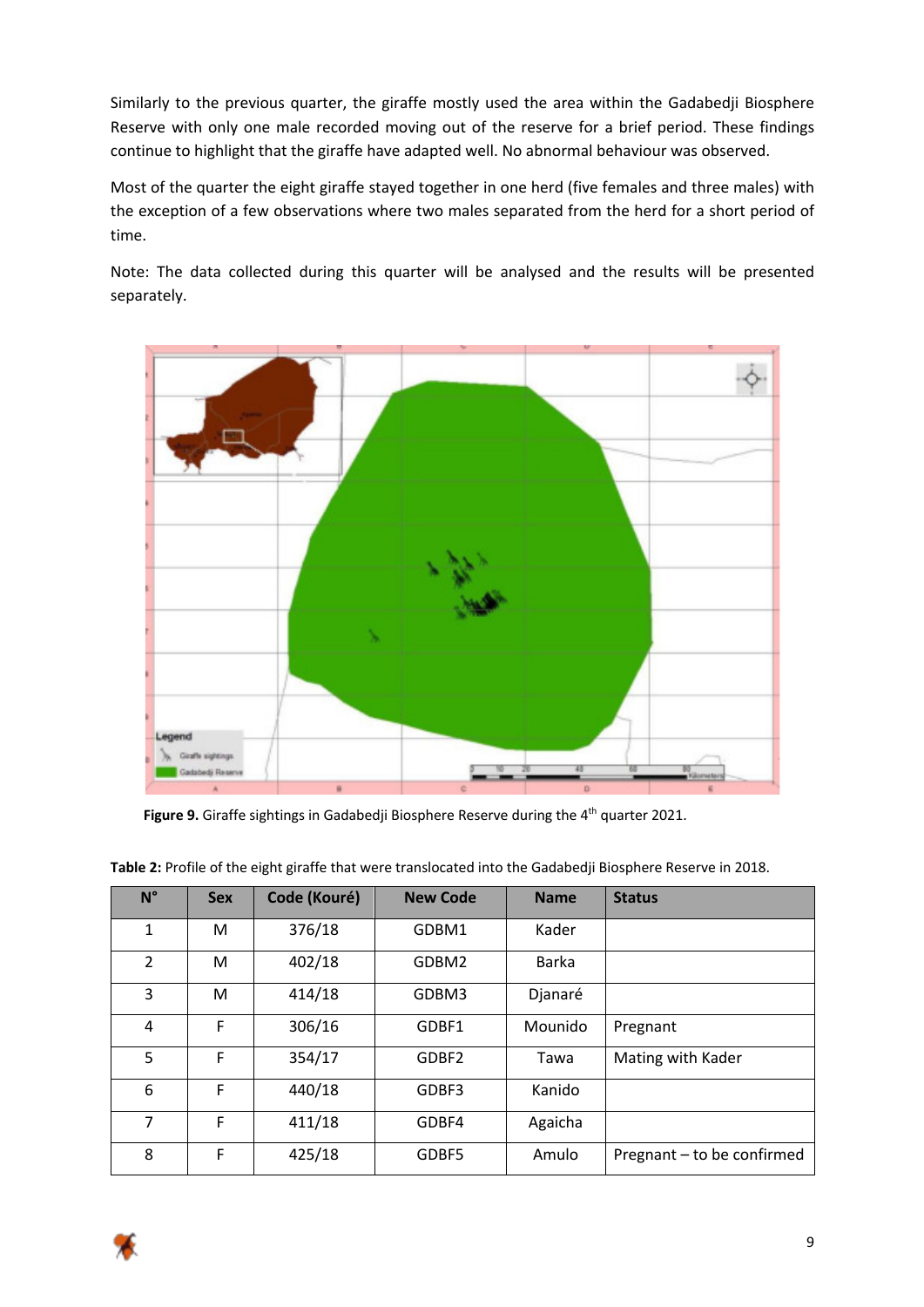Similarly to the previous quarter, the giraffe mostly used the area within the Gadabedji Biosphere Reserve with only one male recorded moving out of the reserve for a brief period. These findings continue to highlight that the giraffe have adapted well. No abnormal behaviour was observed.

Most of the quarter the eight giraffe stayed together in one herd (five females and three males) with the exception of a few observations where two males separated from the herd for a short period of time.

Note: The data collected during this quarter will be analysed and the results will be presented separately.

**Figure 9.** Giraffe sightings in Gadabedji Biosphere Reserve during the 4th quarter 2021.

**Table 2:** Profile of the eight giraffe that were translocated into the Gadabedji Biosphere Reserve in 2018.

| N° | Sex | Code (Kouré) | New Code | Name | Status |
|---|---|---|---|---|---|
| 1 | M | 376/18 | GDBM1 | Kader | |
| 2 | M | 402/18 | GDBM2 | Barka | |
| 3 | M | 414/18 | GDBM3 | Djanaré | |
| 4 | F | 306/16 | GDBF1 | Mounido | Pregnant |
| 5 | F | 354/17 | GDBF2 | Tawa | Mating with Kader |
| 6 | F | 440/18 | GDBF3 | Kanido | |
| 7 | F | 411/18 | GDBF4 | Agaicha | |
| 8 | F | 425/18 | GDBF5 | Amulo | Pregnant – to be confirmed |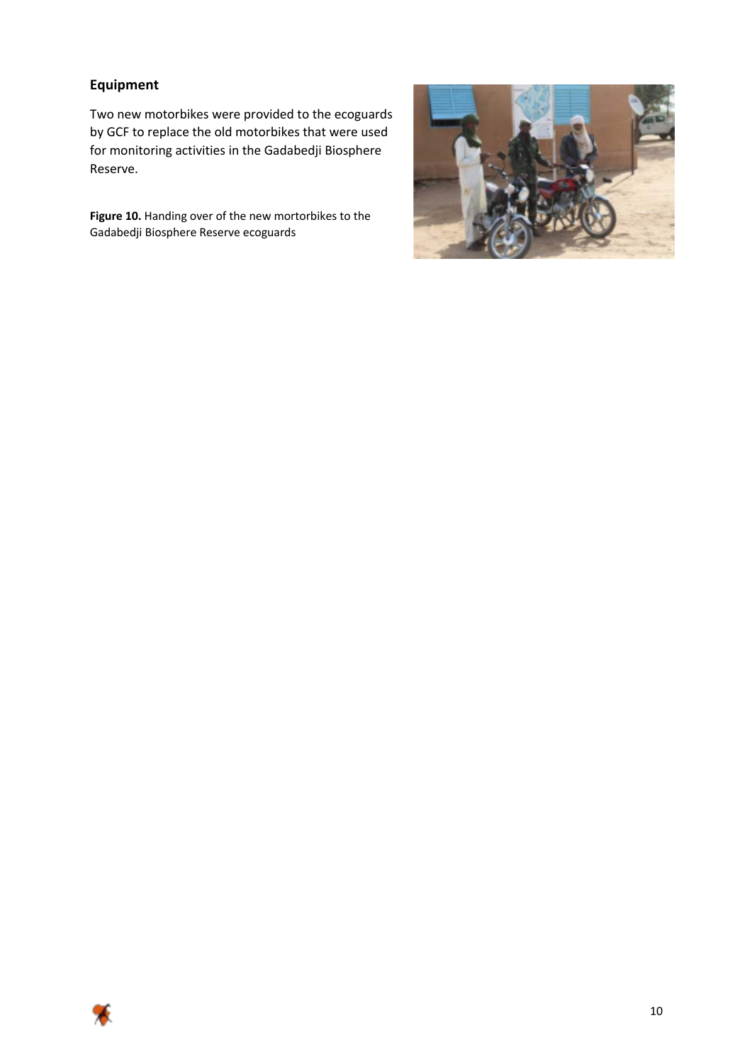## Equipment

Two new motorbikes were provided to the ecoguards by GCF to replace the old motorbikes that were used for monitoring activities in the Gadabedji Biosphere Reserve.

**Figure 10.** Handing over of the new mortorbikes to the Gadabedji Biosphere Reserve ecoguards